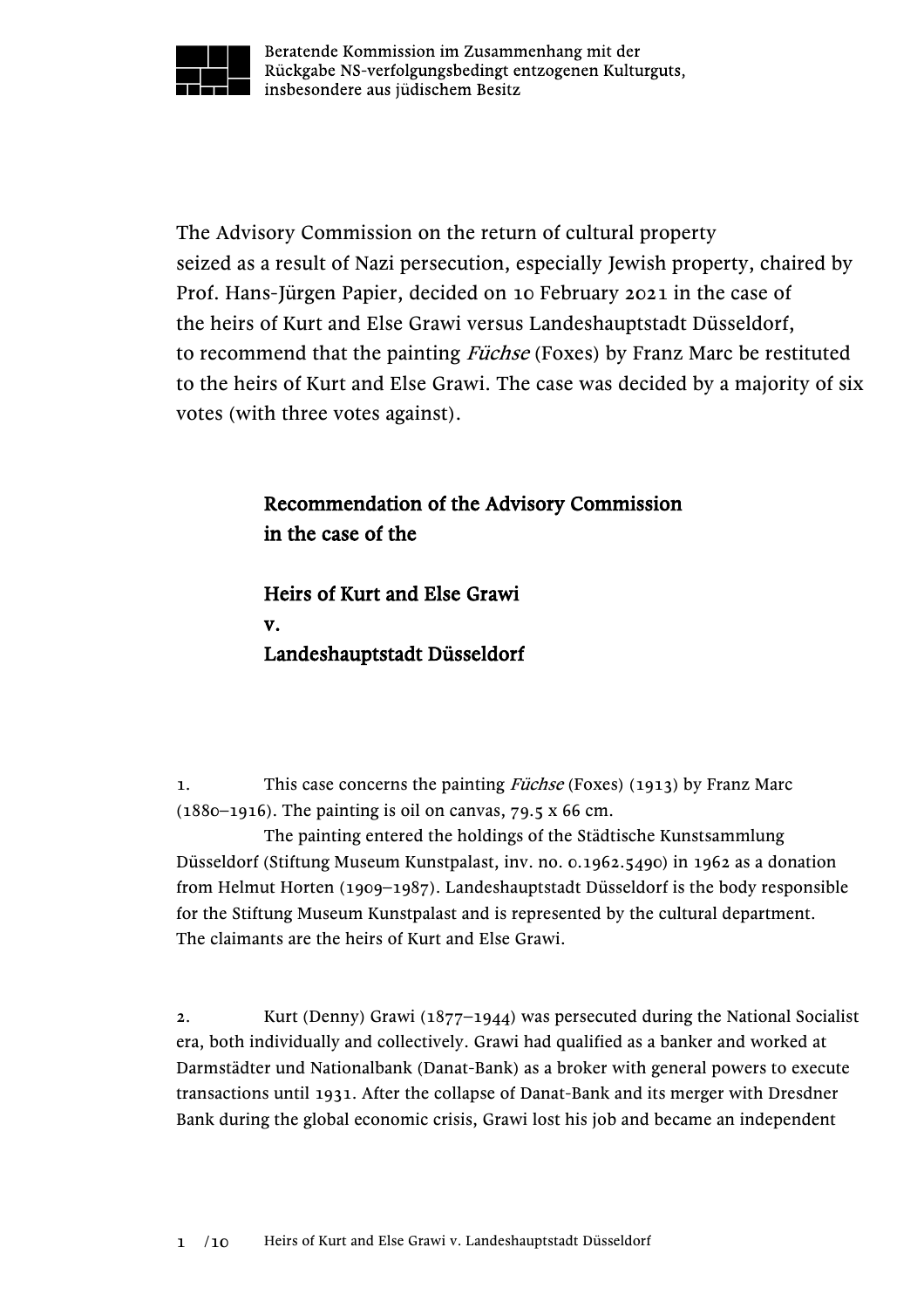Beratende Kommission im Zusammenhang mit der Rückgabe NS-verfolgungsbedingt entzogenen Kulturguts, insbesondere aus jüdischem Besitz

The Advisory Commission on the return of cultural property seized as a result of Nazi persecution, especially Jewish property, chaired by Prof. Hans-Jürgen Papier, decided on 10 February 2021 in the case of the heirs of Kurt and Else Grawi versus Landeshauptstadt Düsseldorf, to recommend that the painting *Füchse* (Foxes) by Franz Marc be restituted to the heirs of Kurt and Else Grawi. The case was decided by a majority of six votes (with three votes against).

## Recommendation of the Advisory Commission in the case of the

## Heirs of Kurt and Else Grawi v. Landeshauptstadt Düsseldorf

1. This case concerns the painting *Füchse* (Foxes) (1913) by Franz Marc (1880–1916). The painting is oil on canvas, 79.5 x 66 cm.

The painting entered the holdings of the Städtische Kunstsammlung Düsseldorf (Stiftung Museum Kunstpalast, inv. no. 0.1962.5490) in 1962 as a donation from Helmut Horten (1909–1987). Landeshauptstadt Düsseldorf is the body responsible for the Stiftung Museum Kunstpalast and is represented by the cultural department. The claimants are the heirs of Kurt and Else Grawi.

2. Kurt (Denny) Grawi (1877–1944) was persecuted during the National Socialist era, both individually and collectively. Grawi had qualified as a banker and worked at Darmstädter und Nationalbank (Danat-Bank) as a broker with general powers to execute transactions until 1931. After the collapse of Danat-Bank and its merger with Dresdner Bank during the global economic crisis, Grawi lost his job and became an independent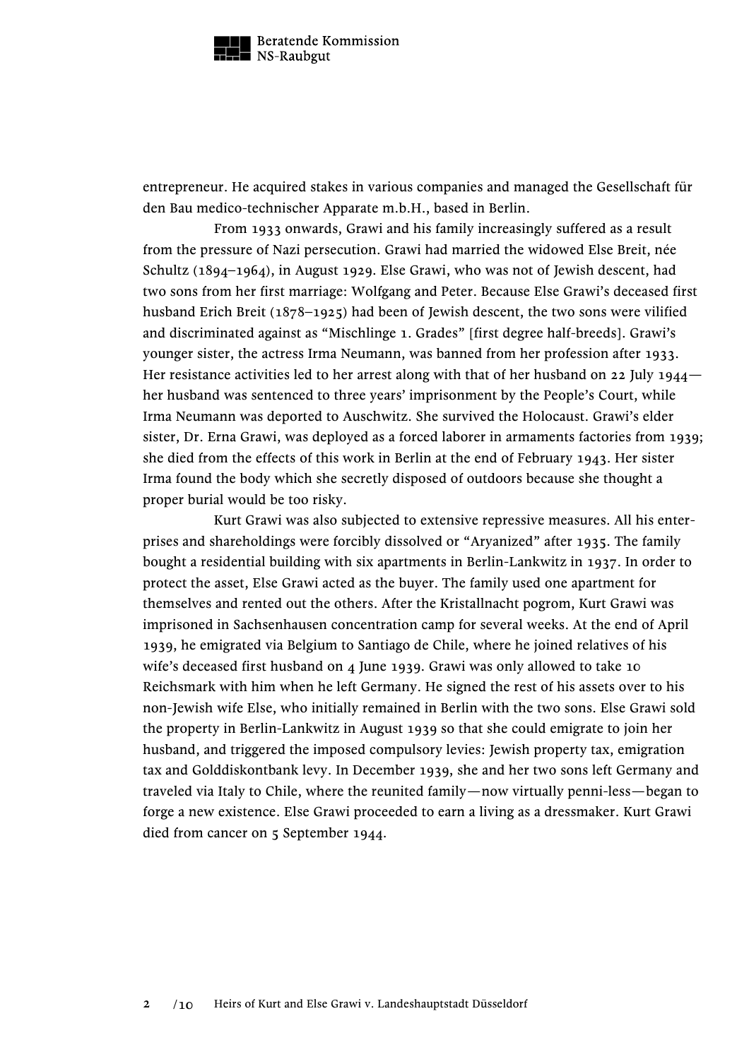entrepreneur. He acquired stakes in various companies and managed the Gesellschaft für den Bau medico-technischer Apparate m.b.H., based in Berlin.

From 1933 onwards, Grawi and his family increasingly suffered as a result from the pressure of Nazi persecution. Grawi had married the widowed Else Breit, née Schultz (1894–1964), in August 1929. Else Grawi, who was not of Jewish descent, had two sons from her first marriage: Wolfgang and Peter. Because Else Grawi's deceased first husband Erich Breit (1878–1925) had been of Jewish descent, the two sons were vilified and discriminated against as "Mischlinge 1. Grades" [first degree half-breeds]. Grawi's younger sister, the actress Irma Neumann, was banned from her profession after 1933. Her resistance activities led to her arrest along with that of her husband on 22 July 1944—her husband was sentenced to three years' imprisonment by the People's Court, while Irma Neumann was deported to Auschwitz. She survived the Holocaust. Grawi's elder sister, Dr. Erna Grawi, was deployed as a forced laborer in armaments factories from 1939; she died from the effects of this work in Berlin at the end of February 1943. Her sister Irma found the body which she secretly disposed of outdoors because she thought a proper burial would be too risky.

Kurt Grawi was also subjected to extensive repressive measures. All his enterprises and shareholdings were forcibly dissolved or "Aryanized" after 1935. The family bought a residential building with six apartments in Berlin-Lankwitz in 1937. In order to protect the asset, Else Grawi acted as the buyer. The family used one apartment for themselves and rented out the others. After the Kristallnacht pogrom, Kurt Grawi was imprisoned in Sachsenhausen concentration camp for several weeks. At the end of April 1939, he emigrated via Belgium to Santiago de Chile, where he joined relatives of his wife's deceased first husband on 4 June 1939. Grawi was only allowed to take 10 Reichsmark with him when he left Germany. He signed the rest of his assets over to his non-Jewish wife Else, who initially remained in Berlin with the two sons. Else Grawi sold the property in Berlin-Lankwitz in August 1939 so that she could emigrate to join her husband, and triggered the imposed compulsory levies: Jewish property tax, emigration tax and Golddiskontbank levy. In December 1939, she and her two sons left Germany and traveled via Italy to Chile, where the reunited family—now virtually penni-less—began to forge a new existence. Else Grawi proceeded to earn a living as a dressmaker. Kurt Grawi died from cancer on 5 September 1944.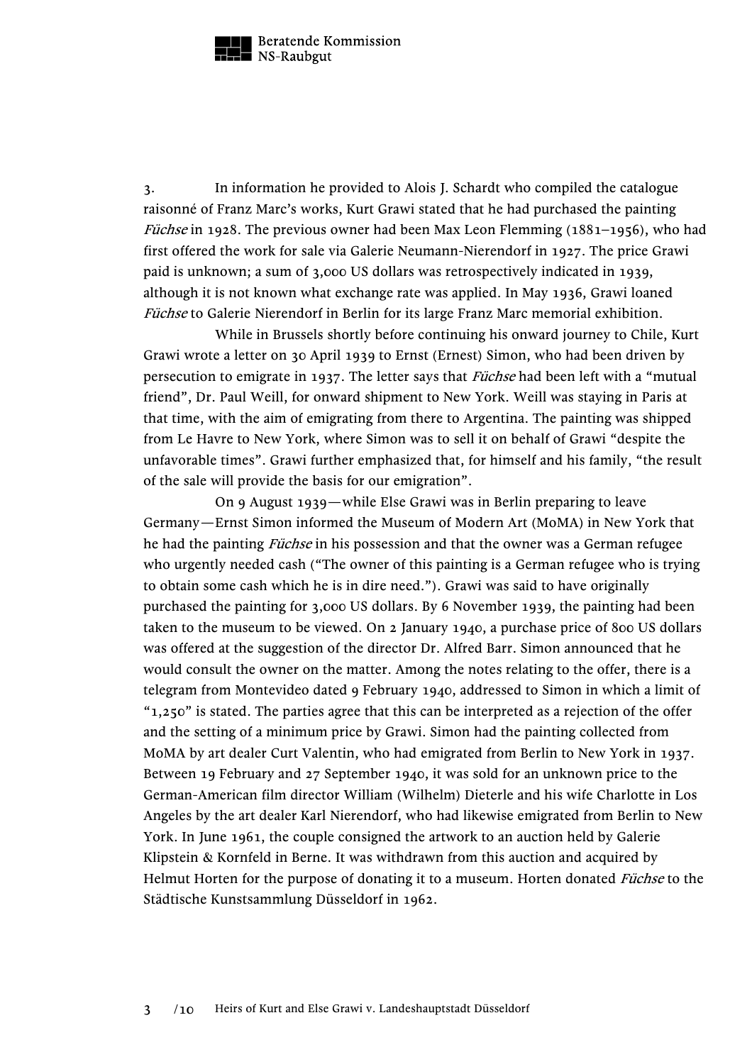3. In information he provided to Alois J. Schardt who compiled the catalogue raisonné of Franz Marc's works, Kurt Grawi stated that he had purchased the painting *Füchse* in 1928. The previous owner had been Max Leon Flemming (1881–1956), who had first offered the work for sale via Galerie Neumann-Nierendorf in 1927. The price Grawi paid is unknown; a sum of 3,000 US dollars was retrospectively indicated in 1939, although it is not known what exchange rate was applied. In May 1936, Grawi loaned *Füchse* to Galerie Nierendorf in Berlin for its large Franz Marc memorial exhibition.

While in Brussels shortly before continuing his onward journey to Chile, Kurt Grawi wrote a letter on 30 April 1939 to Ernst (Ernest) Simon, who had been driven by persecution to emigrate in 1937. The letter says that *Füchse* had been left with a "mutual friend", Dr. Paul Weill, for onward shipment to New York. Weill was staying in Paris at that time, with the aim of emigrating from there to Argentina. The painting was shipped from Le Havre to New York, where Simon was to sell it on behalf of Grawi "despite the unfavorable times". Grawi further emphasized that, for himself and his family, "the result of the sale will provide the basis for our emigration".

On 9 August 1939—while Else Grawi was in Berlin preparing to leave Germany—Ernst Simon informed the Museum of Modern Art (MoMA) in New York that he had the painting *Füchse* in his possession and that the owner was a German refugee who urgently needed cash ("The owner of this painting is a German refugee who is trying to obtain some cash which he is in dire need."). Grawi was said to have originally purchased the painting for 3,000 US dollars. By 6 November 1939, the painting had been taken to the museum to be viewed. On 2 January 1940, a purchase price of 800 US dollars was offered at the suggestion of the director Dr. Alfred Barr. Simon announced that he would consult the owner on the matter. Among the notes relating to the offer, there is a telegram from Montevideo dated 9 February 1940, addressed to Simon in which a limit of "1,250" is stated. The parties agree that this can be interpreted as a rejection of the offer and the setting of a minimum price by Grawi. Simon had the painting collected from MoMA by art dealer Curt Valentin, who had emigrated from Berlin to New York in 1937. Between 19 February and 27 September 1940, it was sold for an unknown price to the German-American film director William (Wilhelm) Dieterle and his wife Charlotte in Los Angeles by the art dealer Karl Nierendorf, who had likewise emigrated from Berlin to New York. In June 1961, the couple consigned the artwork to an auction held by Galerie Klipstein & Kornfeld in Berne. It was withdrawn from this auction and acquired by Helmut Horten for the purpose of donating it to a museum. Horten donated *Füchse* to the Städtische Kunstsammlung Düsseldorf in 1962.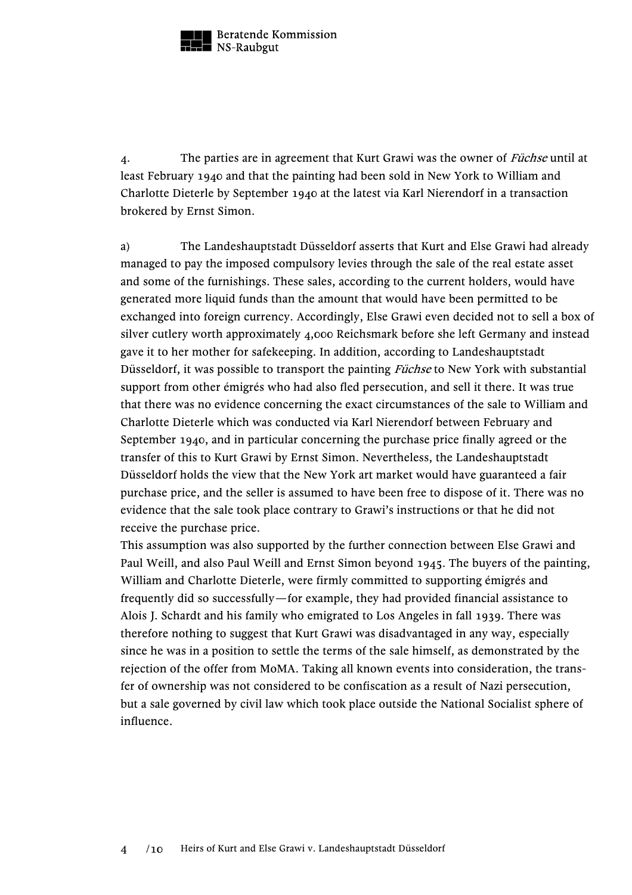4. The parties are in agreement that Kurt Grawi was the owner of *Füchse* until at least February 1940 and that the painting had been sold in New York to William and Charlotte Dieterle by September 1940 at the latest via Karl Nierendorf in a transaction brokered by Ernst Simon.

a) The Landeshauptstadt Düsseldorf asserts that Kurt and Else Grawi had already managed to pay the imposed compulsory levies through the sale of the real estate asset and some of the furnishings. These sales, according to the current holders, would have generated more liquid funds than the amount that would have been permitted to be exchanged into foreign currency. Accordingly, Else Grawi even decided not to sell a box of silver cutlery worth approximately 4,000 Reichsmark before she left Germany and instead gave it to her mother for safekeeping. In addition, according to Landeshauptstadt Düsseldorf, it was possible to transport the painting *Füchse* to New York with substantial support from other émigrés who had also fled persecution, and sell it there. It was true that there was no evidence concerning the exact circumstances of the sale to William and Charlotte Dieterle which was conducted via Karl Nierendorf between February and September 1940, and in particular concerning the purchase price finally agreed or the transfer of this to Kurt Grawi by Ernst Simon. Nevertheless, the Landeshauptstadt Düsseldorf holds the view that the New York art market would have guaranteed a fair purchase price, and the seller is assumed to have been free to dispose of it. There was no evidence that the sale took place contrary to Grawi's instructions or that he did not receive the purchase price.
This assumption was also supported by the further connection between Else Grawi and Paul Weill, and also Paul Weill and Ernst Simon beyond 1945. The buyers of the painting, William and Charlotte Dieterle, were firmly committed to supporting émigrés and frequently did so successfully—for example, they had provided financial assistance to Alois J. Schardt and his family who emigrated to Los Angeles in fall 1939. There was therefore nothing to suggest that Kurt Grawi was disadvantaged in any way, especially since he was in a position to settle the terms of the sale himself, as demonstrated by the rejection of the offer from MoMA. Taking all known events into consideration, the transfer of ownership was not considered to be confiscation as a result of Nazi persecution, but a sale governed by civil law which took place outside the National Socialist sphere of influence.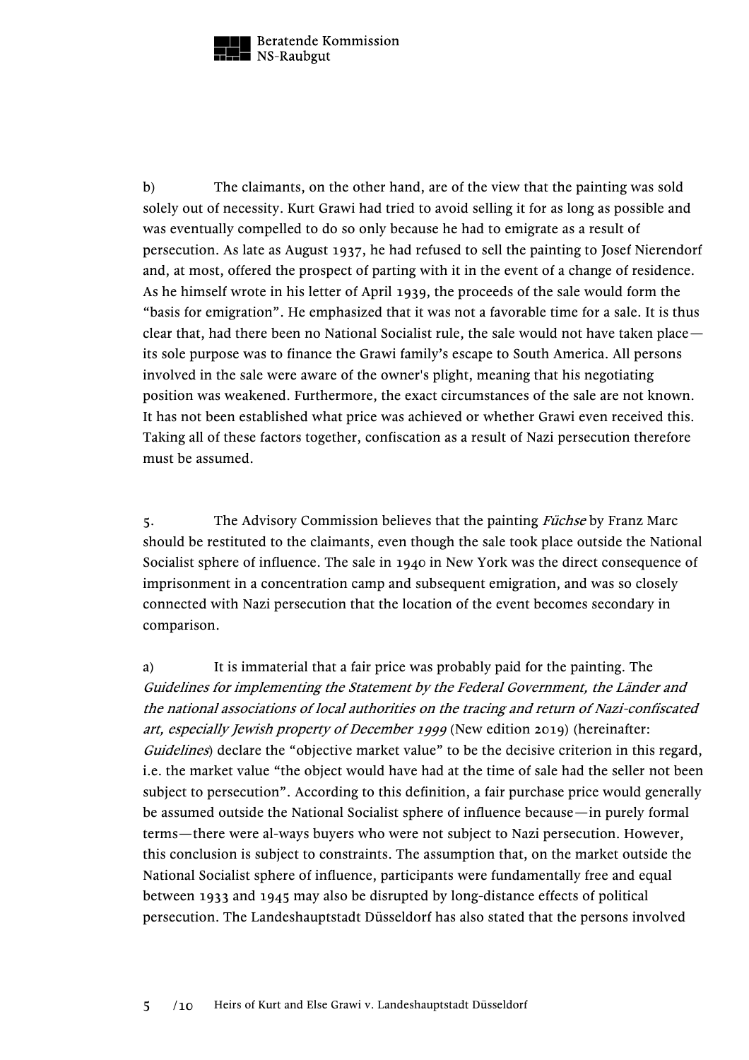b) The claimants, on the other hand, are of the view that the painting was sold solely out of necessity. Kurt Grawi had tried to avoid selling it for as long as possible and was eventually compelled to do so only because he had to emigrate as a result of persecution. As late as August 1937, he had refused to sell the painting to Josef Nierendorf and, at most, offered the prospect of parting with it in the event of a change of residence. As he himself wrote in his letter of April 1939, the proceeds of the sale would form the "basis for emigration". He emphasized that it was not a favorable time for a sale. It is thus clear that, had there been no National Socialist rule, the sale would not have taken place—its sole purpose was to finance the Grawi family's escape to South America. All persons involved in the sale were aware of the owner's plight, meaning that his negotiating position was weakened. Furthermore, the exact circumstances of the sale are not known. It has not been established what price was achieved or whether Grawi even received this. Taking all of these factors together, confiscation as a result of Nazi persecution therefore must be assumed.

5. The Advisory Commission believes that the painting *Füchse* by Franz Marc should be restituted to the claimants, even though the sale took place outside the National Socialist sphere of influence. The sale in 1940 in New York was the direct consequence of imprisonment in a concentration camp and subsequent emigration, and was so closely connected with Nazi persecution that the location of the event becomes secondary in comparison.

a) It is immaterial that a fair price was probably paid for the painting. The *Guidelines for implementing the Statement by the Federal Government, the Länder and the national associations of local authorities on the tracing and return of Nazi-confiscated art, especially Jewish property of December 1999* (New edition 2019) (hereinafter: *Guidelines*) declare the "objective market value" to be the decisive criterion in this regard, i.e. the market value "the object would have had at the time of sale had the seller not been subject to persecution". According to this definition, a fair purchase price would generally be assumed outside the National Socialist sphere of influence because—in purely formal terms—there were al-ways buyers who were not subject to Nazi persecution. However, this conclusion is subject to constraints. The assumption that, on the market outside the National Socialist sphere of influence, participants were fundamentally free and equal between 1933 and 1945 may also be disrupted by long-distance effects of political persecution. The Landeshauptstadt Düsseldorf has also stated that the persons involved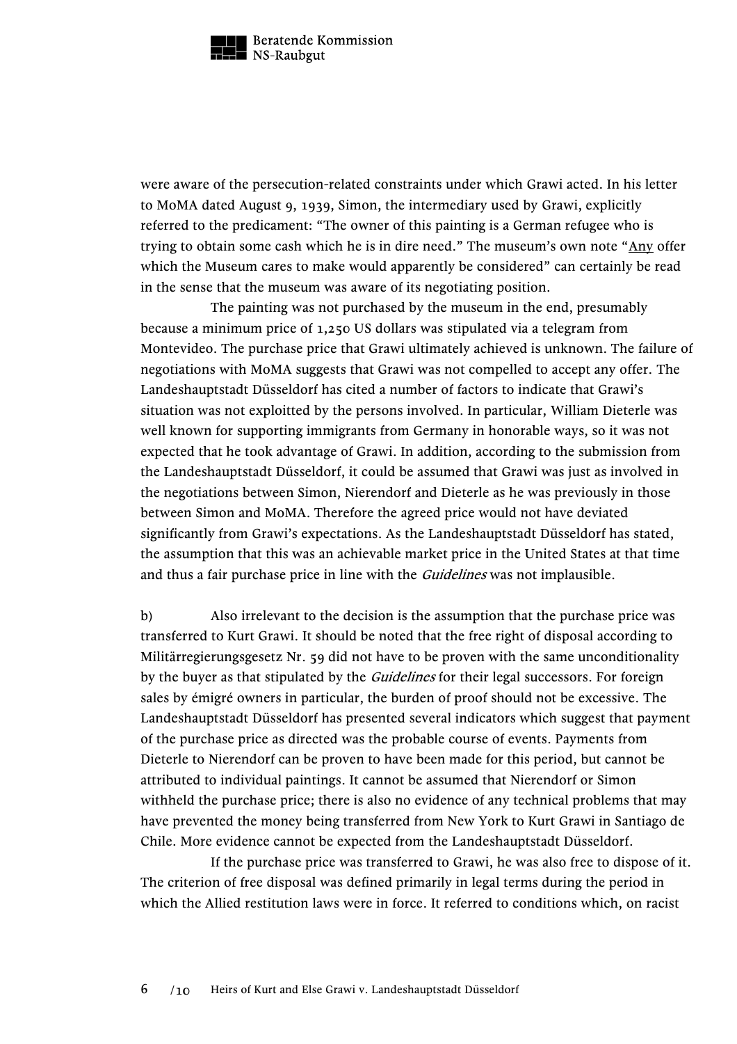were aware of the persecution-related constraints under which Grawi acted. In his letter to MoMA dated August 9, 1939, Simon, the intermediary used by Grawi, explicitly referred to the predicament: “The owner of this painting is a German refugee who is trying to obtain some cash which he is in dire need.” The museum’s own note “<u>Any</u> offer which the Museum cares to make would apparently be considered” can certainly be read in the sense that the museum was aware of its negotiating position.

The painting was not purchased by the museum in the end, presumably because a minimum price of 1,250 US dollars was stipulated via a telegram from Montevideo. The purchase price that Grawi ultimately achieved is unknown. The failure of negotiations with MoMA suggests that Grawi was not compelled to accept any offer. The Landeshauptstadt Düsseldorf has cited a number of factors to indicate that Grawi’s situation was not exploitted by the persons involved. In particular, William Dieterle was well known for supporting immigrants from Germany in honorable ways, so it was not expected that he took advantage of Grawi. In addition, according to the submission from the Landeshauptstadt Düsseldorf, it could be assumed that Grawi was just as involved in the negotiations between Simon, Nierendorf and Dieterle as he was previously in those between Simon and MoMA. Therefore the agreed price would not have deviated significantly from Grawi’s expectations. As the Landeshauptstadt Düsseldorf has stated, the assumption that this was an achievable market price in the United States at that time and thus a fair purchase price in line with the *Guidelines* was not implausible.

b) Also irrelevant to the decision is the assumption that the purchase price was transferred to Kurt Grawi. It should be noted that the free right of disposal according to Militärregierungsgesetz Nr. 59 did not have to be proven with the same unconditionality by the buyer as that stipulated by the *Guidelines* for their legal successors. For foreign sales by émigré owners in particular, the burden of proof should not be excessive. The Landeshauptstadt Düsseldorf has presented several indicators which suggest that payment of the purchase price as directed was the probable course of events. Payments from Dieterle to Nierendorf can be proven to have been made for this period, but cannot be attributed to individual paintings. It cannot be assumed that Nierendorf or Simon withheld the purchase price; there is also no evidence of any technical problems that may have prevented the money being transferred from New York to Kurt Grawi in Santiago de Chile. More evidence cannot be expected from the Landeshauptstadt Düsseldorf.

If the purchase price was transferred to Grawi, he was also free to dispose of it. The criterion of free disposal was defined primarily in legal terms during the period in which the Allied restitution laws were in force. It referred to conditions which, on racist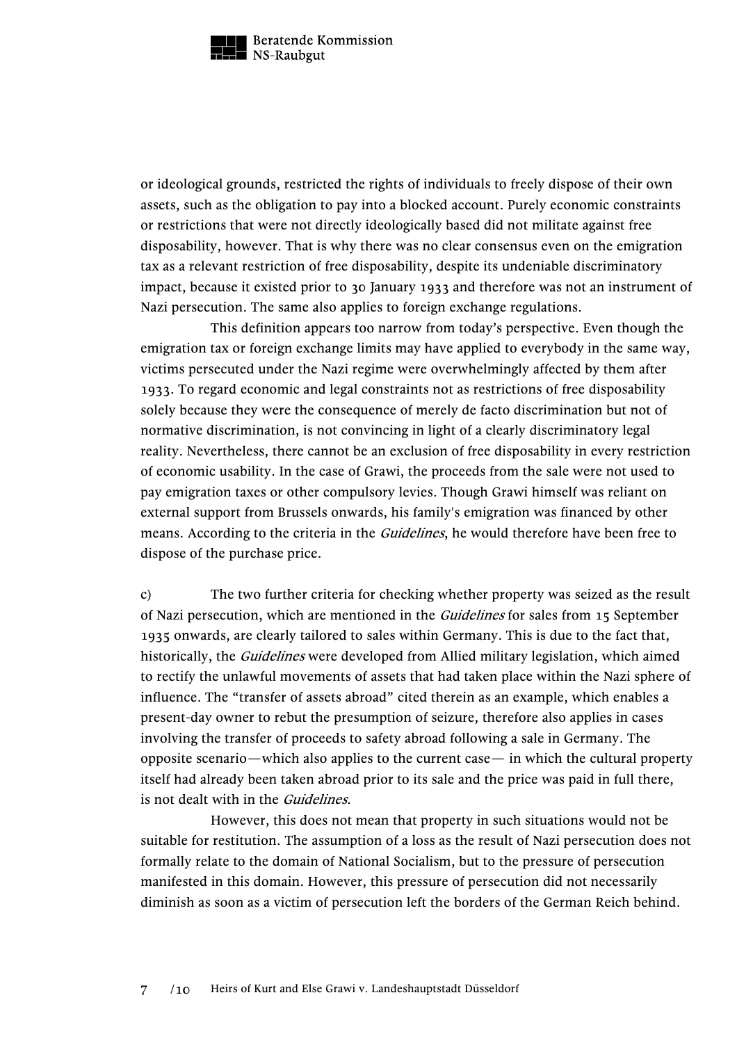or ideological grounds, restricted the rights of individuals to freely dispose of their own assets, such as the obligation to pay into a blocked account. Purely economic constraints or restrictions that were not directly ideologically based did not militate against free disposability, however. That is why there was no clear consensus even on the emigration tax as a relevant restriction of free disposability, despite its undeniable discriminatory impact, because it existed prior to 30 January 1933 and therefore was not an instrument of Nazi persecution. The same also applies to foreign exchange regulations.

This definition appears too narrow from today's perspective. Even though the emigration tax or foreign exchange limits may have applied to everybody in the same way, victims persecuted under the Nazi regime were overwhelmingly affected by them after 1933. To regard economic and legal constraints not as restrictions of free disposability solely because they were the consequence of merely de facto discrimination but not of normative discrimination, is not convincing in light of a clearly discriminatory legal reality. Nevertheless, there cannot be an exclusion of free disposability in every restriction of economic usability. In the case of Grawi, the proceeds from the sale were not used to pay emigration taxes or other compulsory levies. Though Grawi himself was reliant on external support from Brussels onwards, his family's emigration was financed by other means. According to the criteria in the *Guidelines*, he would therefore have been free to dispose of the purchase price.

c) The two further criteria for checking whether property was seized as the result of Nazi persecution, which are mentioned in the *Guidelines* for sales from 15 September 1935 onwards, are clearly tailored to sales within Germany. This is due to the fact that, historically, the *Guidelines* were developed from Allied military legislation, which aimed to rectify the unlawful movements of assets that had taken place within the Nazi sphere of influence. The "transfer of assets abroad" cited therein as an example, which enables a present-day owner to rebut the presumption of seizure, therefore also applies in cases involving the transfer of proceeds to safety abroad following a sale in Germany. The opposite scenario—which also applies to the current case— in which the cultural property itself had already been taken abroad prior to its sale and the price was paid in full there, is not dealt with in the *Guidelines*.

However, this does not mean that property in such situations would not be suitable for restitution. The assumption of a loss as the result of Nazi persecution does not formally relate to the domain of National Socialism, but to the pressure of persecution manifested in this domain. However, this pressure of persecution did not necessarily diminish as soon as a victim of persecution left the borders of the German Reich behind.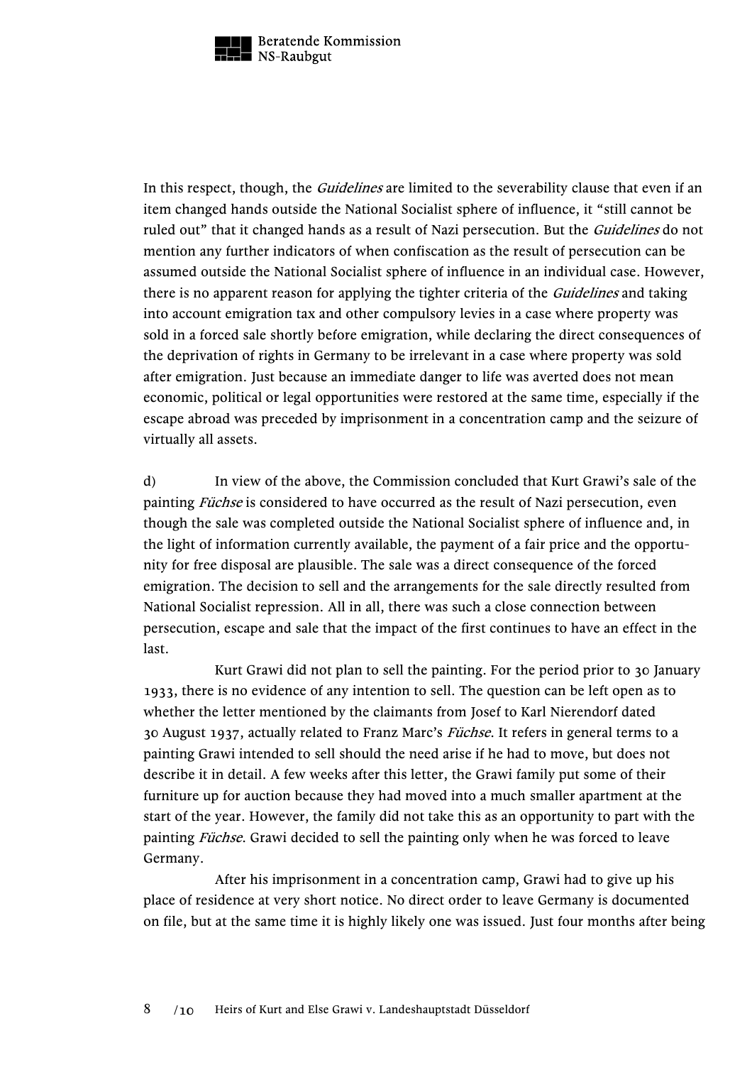In this respect, though, the *Guidelines* are limited to the severability clause that even if an item changed hands outside the National Socialist sphere of influence, it "still cannot be ruled out" that it changed hands as a result of Nazi persecution. But the *Guidelines* do not mention any further indicators of when confiscation as the result of persecution can be assumed outside the National Socialist sphere of influence in an individual case. However, there is no apparent reason for applying the tighter criteria of the *Guidelines* and taking into account emigration tax and other compulsory levies in a case where property was sold in a forced sale shortly before emigration, while declaring the direct consequences of the deprivation of rights in Germany to be irrelevant in a case where property was sold after emigration. Just because an immediate danger to life was averted does not mean economic, political or legal opportunities were restored at the same time, especially if the escape abroad was preceded by imprisonment in a concentration camp and the seizure of virtually all assets.

d) In view of the above, the Commission concluded that Kurt Grawi's sale of the painting *Füchse* is considered to have occurred as the result of Nazi persecution, even though the sale was completed outside the National Socialist sphere of influence and, in the light of information currently available, the payment of a fair price and the opportunity for free disposal are plausible. The sale was a direct consequence of the forced emigration. The decision to sell and the arrangements for the sale directly resulted from National Socialist repression. All in all, there was such a close connection between persecution, escape and sale that the impact of the first continues to have an effect in the last.

Kurt Grawi did not plan to sell the painting. For the period prior to 30 January 1933, there is no evidence of any intention to sell. The question can be left open as to whether the letter mentioned by the claimants from Josef to Karl Nierendorf dated 30 August 1937, actually related to Franz Marc's *Füchse*. It refers in general terms to a painting Grawi intended to sell should the need arise if he had to move, but does not describe it in detail. A few weeks after this letter, the Grawi family put some of their furniture up for auction because they had moved into a much smaller apartment at the start of the year. However, the family did not take this as an opportunity to part with the painting *Füchse*. Grawi decided to sell the painting only when he was forced to leave Germany.

After his imprisonment in a concentration camp, Grawi had to give up his place of residence at very short notice. No direct order to leave Germany is documented on file, but at the same time it is highly likely one was issued. Just four months after being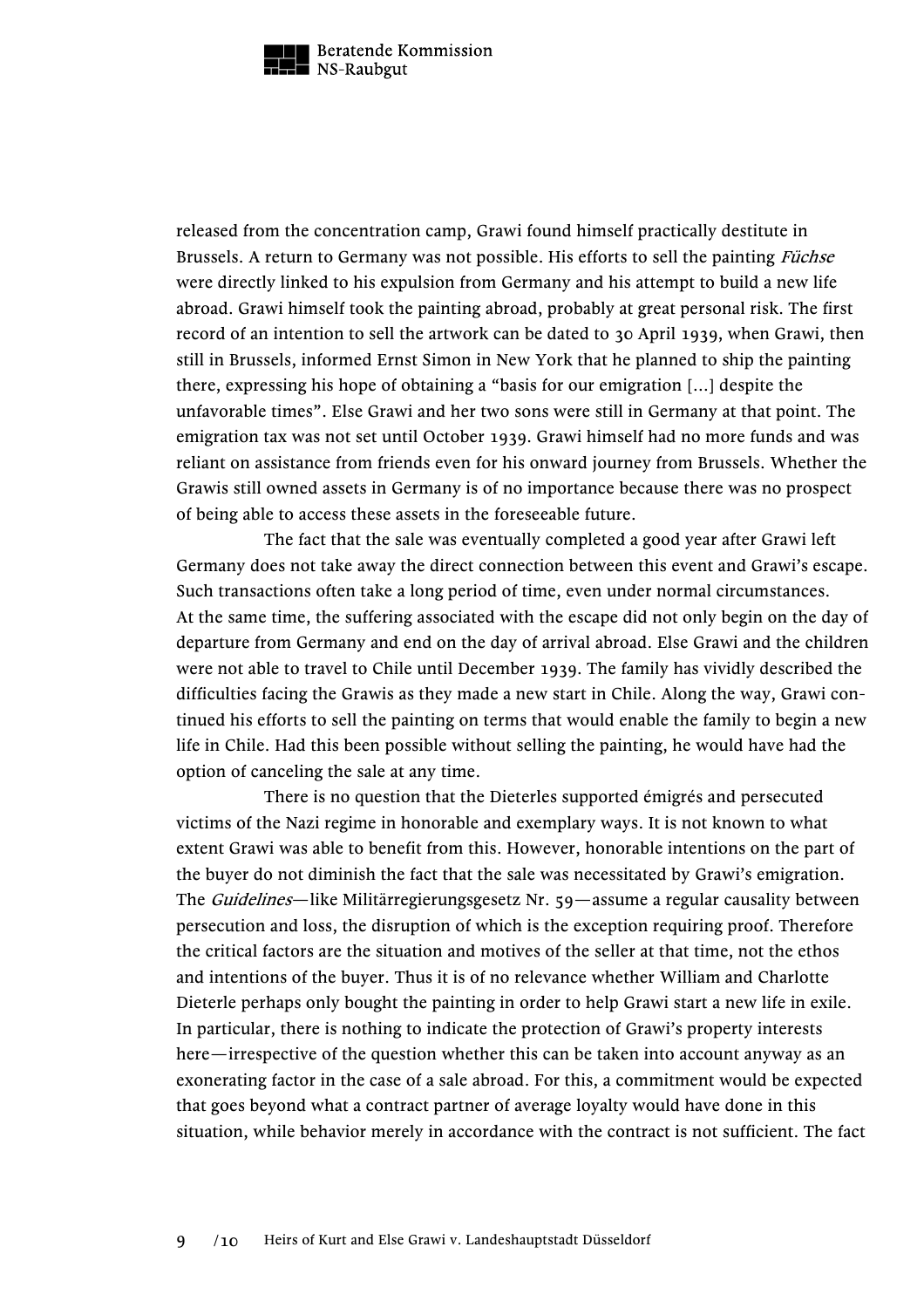released from the concentration camp, Grawi found himself practically destitute in Brussels. A return to Germany was not possible. His efforts to sell the painting *Füchse* were directly linked to his expulsion from Germany and his attempt to build a new life abroad. Grawi himself took the painting abroad, probably at great personal risk. The first record of an intention to sell the artwork can be dated to 30 April 1939, when Grawi, then still in Brussels, informed Ernst Simon in New York that he planned to ship the painting there, expressing his hope of obtaining a "basis for our emigration [...] despite the unfavorable times". Else Grawi and her two sons were still in Germany at that point. The emigration tax was not set until October 1939. Grawi himself had no more funds and was reliant on assistance from friends even for his onward journey from Brussels. Whether the Grawis still owned assets in Germany is of no importance because there was no prospect of being able to access these assets in the foreseeable future.

The fact that the sale was eventually completed a good year after Grawi left Germany does not take away the direct connection between this event and Grawi's escape. Such transactions often take a long period of time, even under normal circumstances. At the same time, the suffering associated with the escape did not only begin on the day of departure from Germany and end on the day of arrival abroad. Else Grawi and the children were not able to travel to Chile until December 1939. The family has vividly described the difficulties facing the Grawis as they made a new start in Chile. Along the way, Grawi continued his efforts to sell the painting on terms that would enable the family to begin a new life in Chile. Had this been possible without selling the painting, he would have had the option of canceling the sale at any time.

There is no question that the Dieterles supported émigrés and persecuted victims of the Nazi regime in honorable and exemplary ways. It is not known to what extent Grawi was able to benefit from this. However, honorable intentions on the part of the buyer do not diminish the fact that the sale was necessitated by Grawi's emigration. The *Guidelines*—like Militärregierungsgesetz Nr. 59—assume a regular causality between persecution and loss, the disruption of which is the exception requiring proof. Therefore the critical factors are the situation and motives of the seller at that time, not the ethos and intentions of the buyer. Thus it is of no relevance whether William and Charlotte Dieterle perhaps only bought the painting in order to help Grawi start a new life in exile. In particular, there is nothing to indicate the protection of Grawi's property interests here—irrespective of the question whether this can be taken into account anyway as an exonerating factor in the case of a sale abroad. For this, a commitment would be expected that goes beyond what a contract partner of average loyalty would have done in this situation, while behavior merely in accordance with the contract is not sufficient. The fact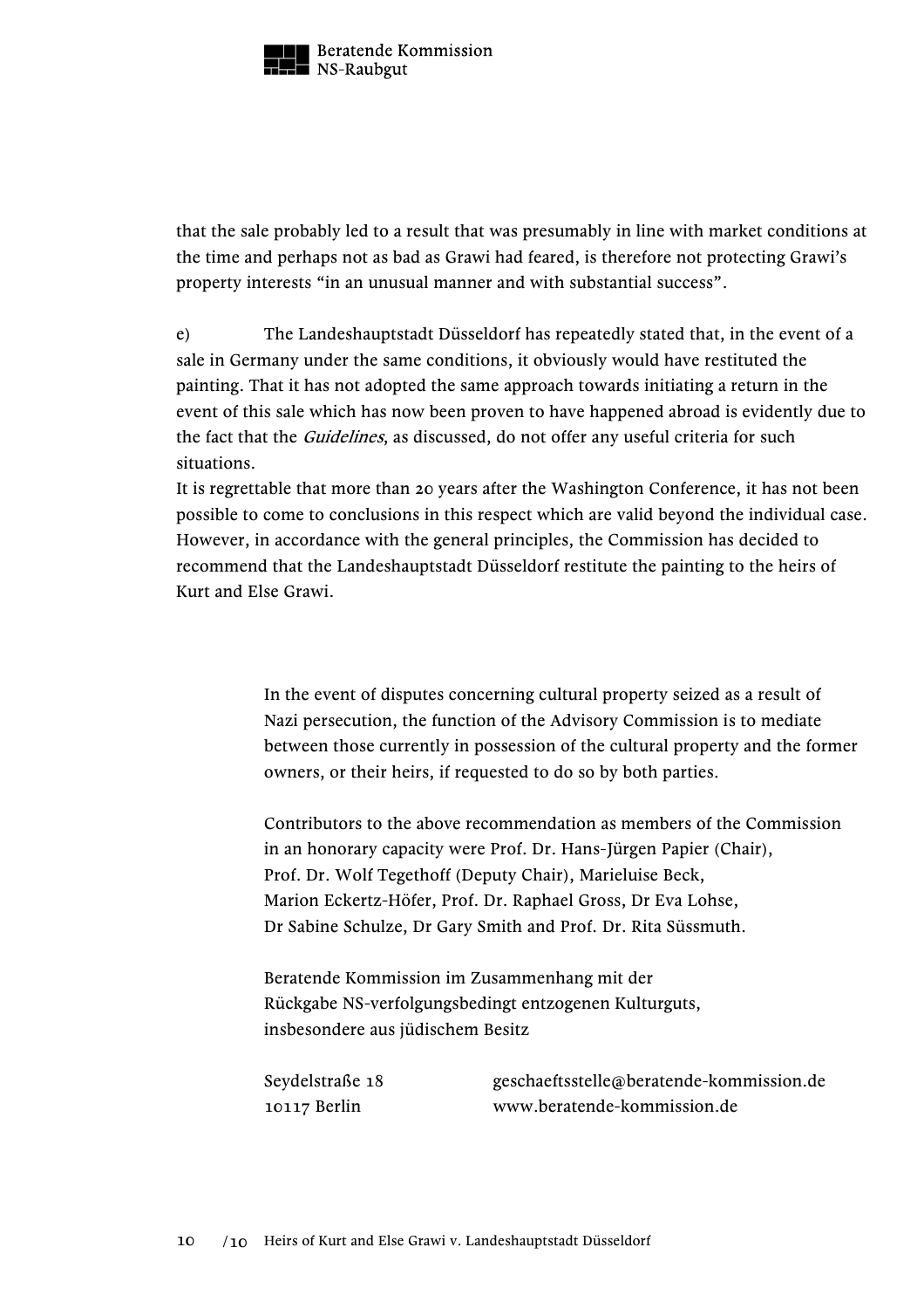that the sale probably led to a result that was presumably in line with market conditions at the time and perhaps not as bad as Grawi had feared, is therefore not protecting Grawi's property interests "in an unusual manner and with substantial success".

e) The Landeshauptstadt Düsseldorf has repeatedly stated that, in the event of a sale in Germany under the same conditions, it obviously would have restituted the painting. That it has not adopted the same approach towards initiating a return in the event of this sale which has now been proven to have happened abroad is evidently due to the fact that the *Guidelines*, as discussed, do not offer any useful criteria for such situations.
It is regrettable that more than 20 years after the Washington Conference, it has not been possible to come to conclusions in this respect which are valid beyond the individual case. However, in accordance with the general principles, the Commission has decided to recommend that the Landeshauptstadt Düsseldorf restitute the painting to the heirs of Kurt and Else Grawi.

In the event of disputes concerning cultural property seized as a result of Nazi persecution, the function of the Advisory Commission is to mediate between those currently in possession of the cultural property and the former owners, or their heirs, if requested to do so by both parties.

Contributors to the above recommendation as members of the Commission in an honorary capacity were Prof. Dr. Hans-Jürgen Papier (Chair), Prof. Dr. Wolf Tegethoff (Deputy Chair), Marieluise Beck, Marion Eckertz-Höfer, Prof. Dr. Raphael Gross, Dr Eva Lohse, Dr Sabine Schulze, Dr Gary Smith and Prof. Dr. Rita Süssmuth.

Beratende Kommission im Zusammenhang mit der Rückgabe NS-verfolgungsbedingt entzogenen Kulturguts, insbesondere aus jüdischem Besitz

Seydelstraße 18
10117 Berlin

geschaeftsstelle@beratende-kommission.de
www.beratende-kommission.de